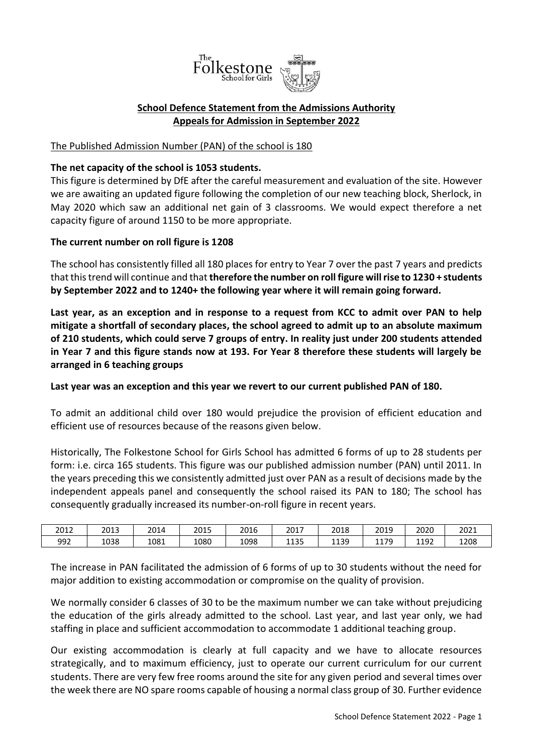**School Defence Statement from the Admissions Authority**
**Appeals for Admission in September 2022**

The Published Admission Number (PAN) of the school is 180

**The net capacity of the school is 1053 students.**

This figure is determined by DfE after the careful measurement and evaluation of the site. However we are awaiting an updated figure following the completion of our new teaching block, Sherlock, in May 2020 which saw an additional net gain of 3 classrooms. We would expect therefore a net capacity figure of around 1150 to be more appropriate.

**The current number on roll figure is 1208**

The school has consistently filled all 180 places for entry to Year 7 over the past 7 years and predicts that this trend will continue and that **therefore the number on roll figure will rise to 1230 + students by September 2022 and to 1240+ the following year where it will remain going forward.**

**Last year, as an exception and in response to a request from KCC to admit over PAN to help mitigate a shortfall of secondary places, the school agreed to admit up to an absolute maximum of 210 students, which could serve 7 groups of entry. In reality just under 200 students attended in Year 7 and this figure stands now at 193. For Year 8 therefore these students will largely be arranged in 6 teaching groups**

**Last year was an exception and this year we revert to our current published PAN of 180.**

To admit an additional child over 180 would prejudice the provision of efficient education and efficient use of resources because of the reasons given below.

Historically, The Folkestone School for Girls School has admitted 6 forms of up to 28 students per form: i.e. circa 165 students. This figure was our published admission number (PAN) until 2011. In the years preceding this we consistently admitted just over PAN as a result of decisions made by the independent appeals panel and consequently the school raised its PAN to 180; The school has consequently gradually increased its number-on-roll figure in recent years.

| 2012 | 2013 | 2014 | 2015 | 2016 | 2017 | 2018 | 2019 | 2020 | 2021 |
|---|---|---|---|---|---|---|---|---|---|
| 992 | 1038 | 1081 | 1080 | 1098 | 1135 | 1139 | 1179 | 1192 | 1208 |

The increase in PAN facilitated the admission of 6 forms of up to 30 students without the need for major addition to existing accommodation or compromise on the quality of provision.

We normally consider 6 classes of 30 to be the maximum number we can take without prejudicing the education of the girls already admitted to the school. Last year, and last year only, we had staffing in place and sufficient accommodation to accommodate 1 additional teaching group.

Our existing accommodation is clearly at full capacity and we have to allocate resources strategically, and to maximum efficiency, just to operate our current curriculum for our current students. There are very few free rooms around the site for any given period and several times over the week there are NO spare rooms capable of housing a normal class group of 30. Further evidence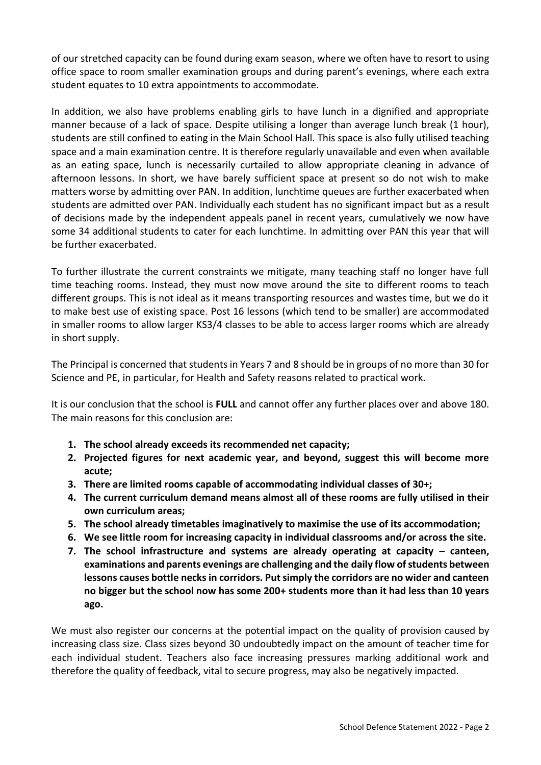of our stretched capacity can be found during exam season, where we often have to resort to using office space to room smaller examination groups and during parent's evenings, where each extra student equates to 10 extra appointments to accommodate.

In addition, we also have problems enabling girls to have lunch in a dignified and appropriate manner because of a lack of space. Despite utilising a longer than average lunch break (1 hour), students are still confined to eating in the Main School Hall. This space is also fully utilised teaching space and a main examination centre. It is therefore regularly unavailable and even when available as an eating space, lunch is necessarily curtailed to allow appropriate cleaning in advance of afternoon lessons. In short, we have barely sufficient space at present so do not wish to make matters worse by admitting over PAN. In addition, lunchtime queues are further exacerbated when students are admitted over PAN. Individually each student has no significant impact but as a result of decisions made by the independent appeals panel in recent years, cumulatively we now have some 34 additional students to cater for each lunchtime. In admitting over PAN this year that will be further exacerbated.

To further illustrate the current constraints we mitigate, many teaching staff no longer have full time teaching rooms. Instead, they must now move around the site to different rooms to teach different groups. This is not ideal as it means transporting resources and wastes time, but we do it to make best use of existing space. Post 16 lessons (which tend to be smaller) are accommodated in smaller rooms to allow larger KS3/4 classes to be able to access larger rooms which are already in short supply.

The Principal is concerned that students in Years 7 and 8 should be in groups of no more than 30 for Science and PE, in particular, for Health and Safety reasons related to practical work.

It is our conclusion that the school is **FULL** and cannot offer any further places over and above 180. The main reasons for this conclusion are:

1. **The school already exceeds its recommended net capacity;**
2. **Projected figures for next academic year, and beyond, suggest this will become more acute;**
3. **There are limited rooms capable of accommodating individual classes of 30+;**
4. **The current curriculum demand means almost all of these rooms are fully utilised in their own curriculum areas;**
5. **The school already timetables imaginatively to maximise the use of its accommodation;**
6. **We see little room for increasing capacity in individual classrooms and/or across the site.**
7. **The school infrastructure and systems are already operating at capacity – canteen, examinations and parents evenings are challenging and the daily flow of students between lessons causes bottle necks in corridors. Put simply the corridors are no wider and canteen no bigger but the school now has some 200+ students more than it had less than 10 years ago.**

We must also register our concerns at the potential impact on the quality of provision caused by increasing class size. Class sizes beyond 30 undoubtedly impact on the amount of teacher time for each individual student. Teachers also face increasing pressures marking additional work and therefore the quality of feedback, vital to secure progress, may also be negatively impacted.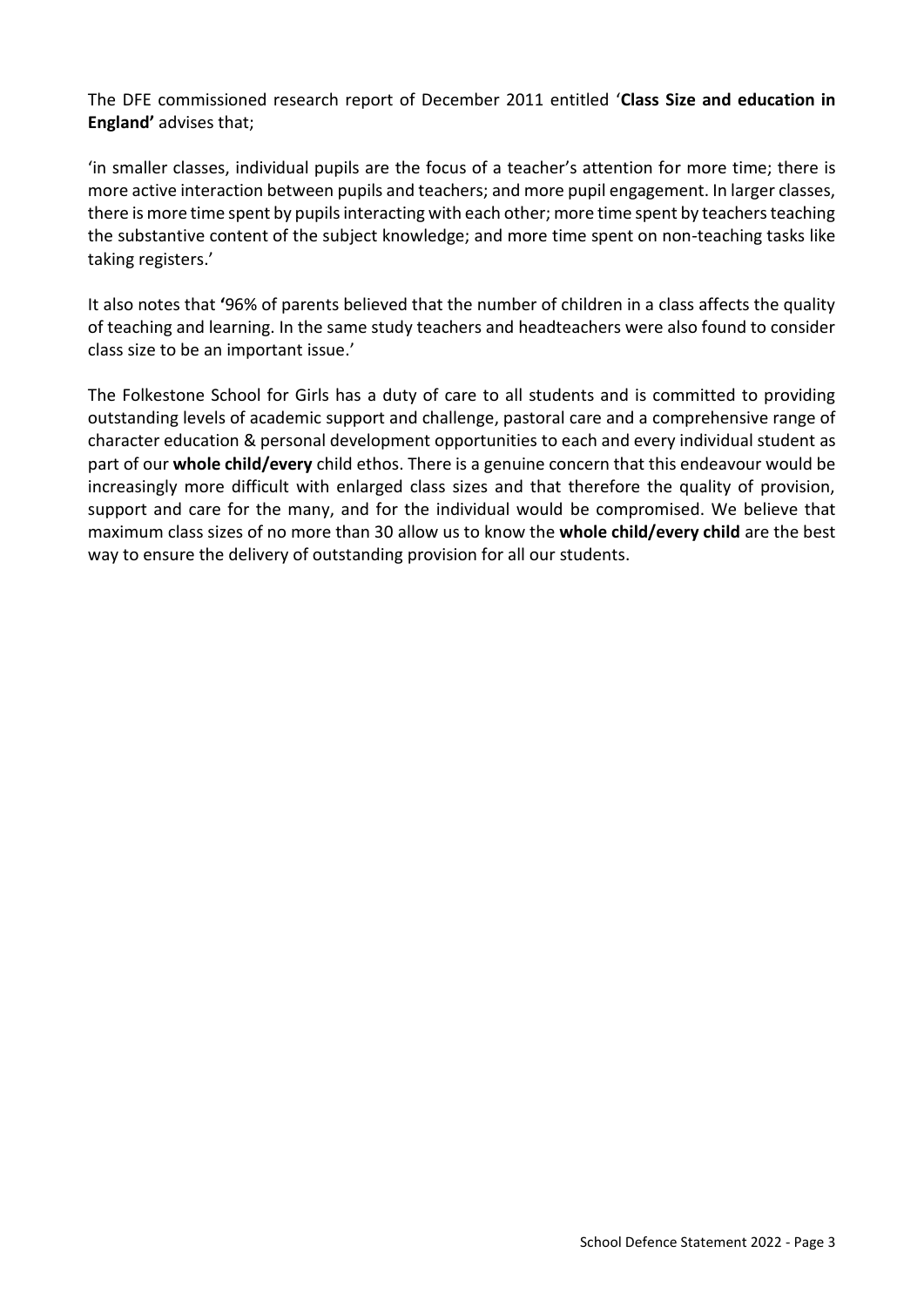The DFE commissioned research report of December 2011 entitled '**Class Size and education in England'** advises that;

'in smaller classes, individual pupils are the focus of a teacher's attention for more time; there is more active interaction between pupils and teachers; and more pupil engagement. In larger classes, there is more time spent by pupils interacting with each other; more time spent by teachers teaching the substantive content of the subject knowledge; and more time spent on non-teaching tasks like taking registers.'

It also notes that **'**96% of parents believed that the number of children in a class affects the quality of teaching and learning. In the same study teachers and headteachers were also found to consider class size to be an important issue.'

The Folkestone School for Girls has a duty of care to all students and is committed to providing outstanding levels of academic support and challenge, pastoral care and a comprehensive range of character education & personal development opportunities to each and every individual student as part of our **whole child/every** child ethos. There is a genuine concern that this endeavour would be increasingly more difficult with enlarged class sizes and that therefore the quality of provision, support and care for the many, and for the individual would be compromised. We believe that maximum class sizes of no more than 30 allow us to know the **whole child/every child** are the best way to ensure the delivery of outstanding provision for all our students.